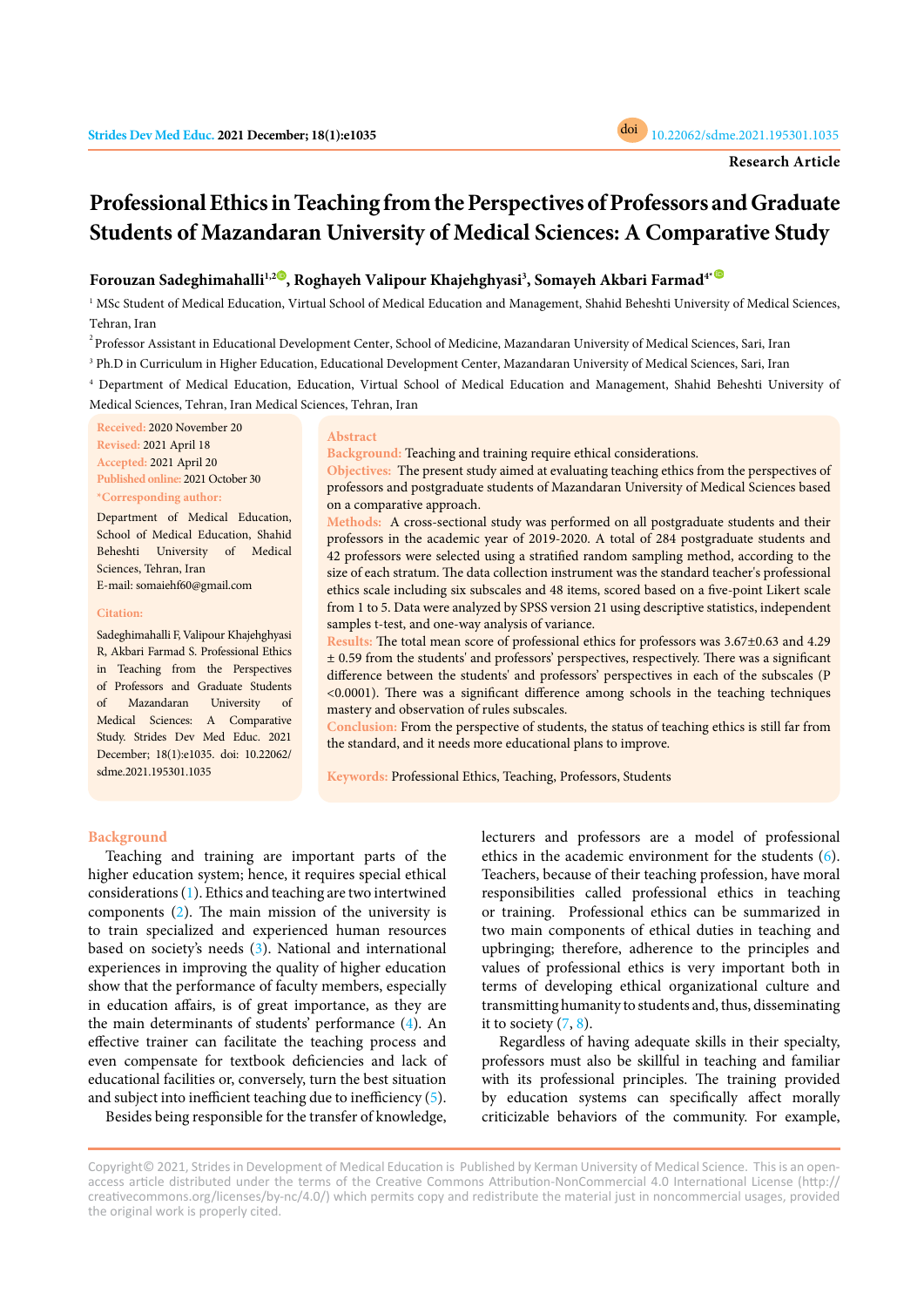**Research Article**

# Professional Ethics in Teaching from the Perspectives of Professors and Graduate Students of Mazandaran University of Medical Sciences: A Comparative Study

**Forouzan Sadeghimahalli[1,2], Roghayeh Valipour Khajehghyasi[3], Somayeh Akbari Farmad[4*]**

[1] MSc Student of Medical Education, Virtual School of Medical Education and Management, Shahid Beheshti University of Medical Sciences, Tehran, Iran

[2] Professor Assistant in Educational Development Center, School of Medicine, Mazandaran University of Medical Sciences, Sari, Iran

[3] Ph.D in Curriculum in Higher Education, Educational Development Center, Mazandaran University of Medical Sciences, Sari, Iran

[4] Department of Medical Education, Education, Virtual School of Medical Education and Management, Shahid Beheshti University of Medical Sciences, Tehran, Iran Medical Sciences, Tehran, Iran

**Received:** 2020 November 20
**Revised:** 2021 April 18
**Accepted:** 2021 April 20
**Published online:** 2021 October 30

**\*Corresponding author:**
Department of Medical Education, School of Medical Education, Shahid Beheshti University of Medical Sciences, Tehran, Iran
E-mail: somaiehf60@gmail.com

**Citation:**
Sadeghimahalli F, Valipour Khajehghyasi R, Akbari Farmad S. Professional Ethics in Teaching from the Perspectives of Professors and Graduate Students of Mazandaran University of Medical Sciences: A Comparative Study. Strides Dev Med Educ. 2021 December; 18(1):e1035. doi: 10.22062/sdme.2021.195301.1035

## Abstract

**Background:** Teaching and training require ethical considerations.

**Objectives:** The present study aimed at evaluating teaching ethics from the perspectives of professors and postgraduate students of Mazandaran University of Medical Sciences based on a comparative approach.

**Methods:** A cross-sectional study was performed on all postgraduate students and their professors in the academic year of 2019-2020. A total of 284 postgraduate students and 42 professors were selected using a stratified random sampling method, according to the size of each stratum. The data collection instrument was the standard teacher's professional ethics scale including six subscales and 48 items, scored based on a five-point Likert scale from 1 to 5. Data were analyzed by SPSS version 21 using descriptive statistics, independent samples t-test, and one-way analysis of variance.

**Results:** The total mean score of professional ethics for professors was 3.67±0.63 and 4.29 ± 0.59 from the students' and professors' perspectives, respectively. There was a significant difference between the students' and professors' perspectives in each of the subscales (P <0.0001). There was a significant difference among schools in the teaching techniques mastery and observation of rules subscales.

**Conclusion:** From the perspective of students, the status of teaching ethics is still far from the standard, and it needs more educational plans to improve.

**Keywords:** Professional Ethics, Teaching, Professors, Students

## Background

Teaching and training are important parts of the higher education system; hence, it requires special ethical considerations (1). Ethics and teaching are two intertwined components (2). The main mission of the university is to train specialized and experienced human resources based on society's needs (3). National and international experiences in improving the quality of higher education show that the performance of faculty members, especially in education affairs, is of great importance, as they are the main determinants of students' performance (4). An effective trainer can facilitate the teaching process and even compensate for textbook deficiencies and lack of educational facilities or, conversely, turn the best situation and subject into inefficient teaching due to inefficiency (5).

Besides being responsible for the transfer of knowledge, lecturers and professors are a model of professional ethics in the academic environment for the students (6). Teachers, because of their teaching profession, have moral responsibilities called professional ethics in teaching or training. Professional ethics can be summarized in two main components of ethical duties in teaching and upbringing; therefore, adherence to the principles and values of professional ethics is very important both in terms of developing ethical organizational culture and transmitting humanity to students and, thus, disseminating it to society (7, 8).

Regardless of having adequate skills in their specialty, professors must also be skillful in teaching and familiar with its professional principles. The training provided by education systems can specifically affect morally criticizable behaviors of the community. For example,

Copyright© 2021, Strides in Development of Medical Education is Published by Kerman University of Medical Science. This is an open-access article distributed under the terms of the Creative Commons Attribution-NonCommercial 4.0 International License (http://creativecommons.org/licenses/by-nc/4.0/) which permits copy and redistribute the material just in noncommercial usages, provided the original work is properly cited.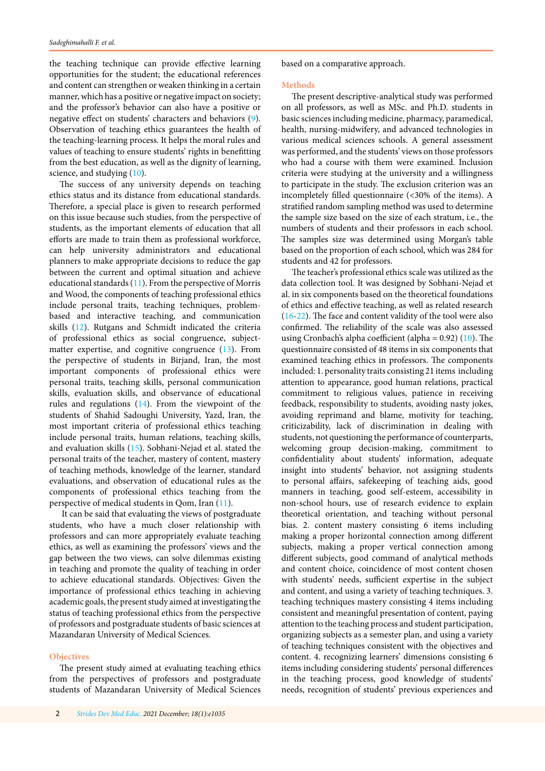the teaching technique can provide effective learning opportunities for the student; the educational references and content can strengthen or weaken thinking in a certain manner, which has a positive or negative impact on society; and the professor's behavior can also have a positive or negative effect on students' characters and behaviors (9). Observation of teaching ethics guarantees the health of the teaching-learning process. It helps the moral rules and values of teaching to ensure students' rights in benefitting from the best education, as well as the dignity of learning, science, and studying (10).

The success of any university depends on teaching ethics status and its distance from educational standards. Therefore, a special place is given to research performed on this issue because such studies, from the perspective of students, as the important elements of education that all efforts are made to train them as professional workforce, can help university administrators and educational planners to make appropriate decisions to reduce the gap between the current and optimal situation and achieve educational standards (11). From the perspective of Morris and Wood, the components of teaching professional ethics include personal traits, teaching techniques, problem-based and interactive teaching, and communication skills (12). Rutgans and Schmidt indicated the criteria of professional ethics as social congruence, subject-matter expertise, and cognitive congruence (13). From the perspective of students in Birjand, Iran, the most important components of professional ethics were personal traits, teaching skills, personal communication skills, evaluation skills, and observance of educational rules and regulations (14). From the viewpoint of the students of Shahid Sadoughi University, Yazd, Iran, the most important criteria of professional ethics teaching include personal traits, human relations, teaching skills, and evaluation skills (15). Sobhani-Nejad et al. stated the personal traits of the teacher, mastery of content, mastery of teaching methods, knowledge of the learner, standard evaluations, and observation of educational rules as the components of professional ethics teaching from the perspective of medical students in Qom, Iran (11).

It can be said that evaluating the views of postgraduate students, who have a much closer relationship with professors and can more appropriately evaluate teaching ethics, as well as examining the professors' views and the gap between the two views, can solve dilemmas existing in teaching and promote the quality of teaching in order to achieve educational standards. Objectives: Given the importance of professional ethics teaching in achieving academic goals, the present study aimed at investigating the status of teaching professional ethics from the perspective of professors and postgraduate students of basic sciences at Mazandaran University of Medical Sciences.

## Objectives

The present study aimed at evaluating teaching ethics from the perspectives of professors and postgraduate students of Mazandaran University of Medical Sciences based on a comparative approach.

## Methods

The present descriptive-analytical study was performed on all professors, as well as MSc. and Ph.D. students in basic sciences including medicine, pharmacy, paramedical, health, nursing-midwifery, and advanced technologies in various medical sciences schools. A general assessment was performed, and the students' views on those professors who had a course with them were examined. Inclusion criteria were studying at the university and a willingness to participate in the study. The exclusion criterion was an incompletely filled questionnaire (<30% of the items). A stratified random sampling method was used to determine the sample size based on the size of each stratum, i.e., the numbers of students and their professors in each school. The samples size was determined using Morgan's table based on the proportion of each school, which was 284 for students and 42 for professors.

The teacher's professional ethics scale was utilized as the data collection tool. It was designed by Sobhani-Nejad et al. in six components based on the theoretical foundations of ethics and effective teaching, as well as related research (16-22). The face and content validity of the tool were also confirmed. The reliability of the scale was also assessed using Cronbach's alpha coefficient (alpha = 0.92) (10). The questionnaire consisted of 48 items in six components that examined teaching ethics in professors. The components included: 1. personality traits consisting 21 items including attention to appearance, good human relations, practical commitment to religious values, patience in receiving feedback, responsibility to students, avoiding nasty jokes, avoiding reprimand and blame, motivity for teaching, criticizability, lack of discrimination in dealing with students, not questioning the performance of counterparts, welcoming group decision-making, commitment to confidentiality about students' information, adequate insight into students' behavior, not assigning students to personal affairs, safekeeping of teaching aids, good manners in teaching, good self-esteem, accessibility in non-school hours, use of research evidence to explain theoretical orientation, and teaching without personal bias. 2. content mastery consisting 6 items including making a proper horizontal connection among different subjects, making a proper vertical connection among different subjects, good command of analytical methods and content choice, coincidence of most content chosen with students' needs, sufficient expertise in the subject and content, and using a variety of teaching techniques. 3. teaching techniques mastery consisting 4 items including consistent and meaningful presentation of content, paying attention to the teaching process and student participation, organizing subjects as a semester plan, and using a variety of teaching techniques consistent with the objectives and content. 4. recognizing learners' dimensions consisting 6 items including considering students' personal differences in the teaching process, good knowledge of students' needs, recognition of students' previous experiences and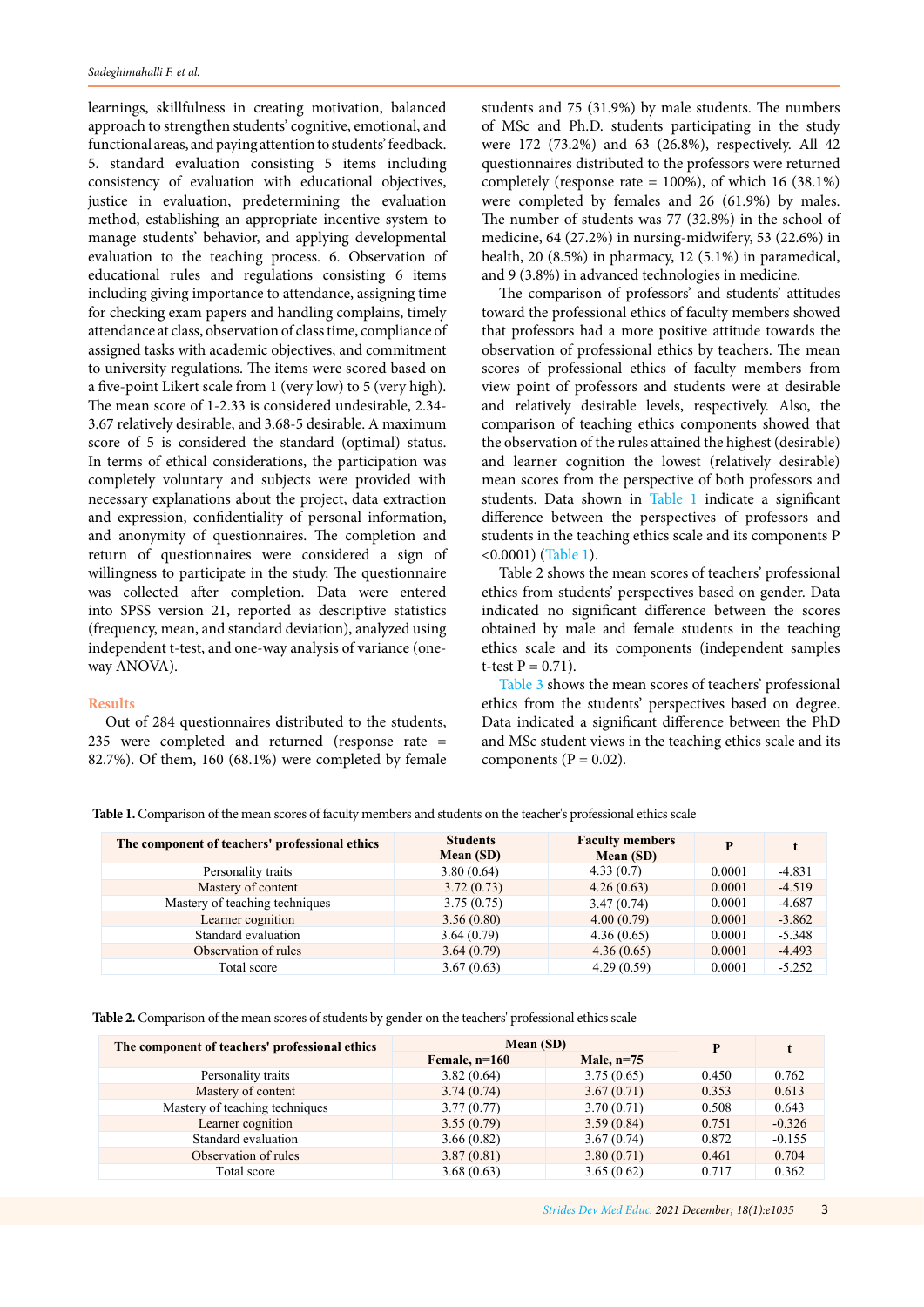learnings, skillfulness in creating motivation, balanced approach to strengthen students' cognitive, emotional, and functional areas, and paying attention to students' feedback. 5. standard evaluation consisting 5 items including consistency of evaluation with educational objectives, justice in evaluation, predetermining the evaluation method, establishing an appropriate incentive system to manage students' behavior, and applying developmental evaluation to the teaching process. 6. Observation of educational rules and regulations consisting 6 items including giving importance to attendance, assigning time for checking exam papers and handling complains, timely attendance at class, observation of class time, compliance of assigned tasks with academic objectives, and commitment to university regulations. The items were scored based on a five-point Likert scale from 1 (very low) to 5 (very high). The mean score of 1-2.33 is considered undesirable, 2.34-3.67 relatively desirable, and 3.68-5 desirable. A maximum score of 5 is considered the standard (optimal) status. In terms of ethical considerations, the participation was completely voluntary and subjects were provided with necessary explanations about the project, data extraction and expression, confidentiality of personal information, and anonymity of questionnaires. The completion and return of questionnaires were considered a sign of willingness to participate in the study. The questionnaire was collected after completion. Data were entered into SPSS version 21, reported as descriptive statistics (frequency, mean, and standard deviation), analyzed using independent t-test, and one-way analysis of variance (one-way ANOVA).

## Results

Out of 284 questionnaires distributed to the students, 235 were completed and returned (response rate = 82.7%). Of them, 160 (68.1%) were completed by female students and 75 (31.9%) by male students. The numbers of MSc and Ph.D. students participating in the study were 172 (73.2%) and 63 (26.8%), respectively. All 42 questionnaires distributed to the professors were returned completely (response rate = 100%), of which 16 (38.1%) were completed by females and 26 (61.9%) by males. The number of students was 77 (32.8%) in the school of medicine, 64 (27.2%) in nursing-midwifery, 53 (22.6%) in health, 20 (8.5%) in pharmacy, 12 (5.1%) in paramedical, and 9 (3.8%) in advanced technologies in medicine.

The comparison of professors' and students' attitudes toward the professional ethics of faculty members showed that professors had a more positive attitude towards the observation of professional ethics by teachers. The mean scores of professional ethics of faculty members from view point of professors and students were at desirable and relatively desirable levels, respectively. Also, the comparison of teaching ethics components showed that the observation of the rules attained the highest (desirable) and learner cognition the lowest (relatively desirable) mean scores from the perspective of both professors and students. Data shown in Table 1 indicate a significant difference between the perspectives of professors and students in the teaching ethics scale and its components P <0.0001) (Table 1).

Table 2 shows the mean scores of teachers' professional ethics from students' perspectives based on gender. Data indicated no significant difference between the scores obtained by male and female students in the teaching ethics scale and its components (independent samples t-test P = 0.71).

Table 3 shows the mean scores of teachers' professional ethics from the students' perspectives based on degree. Data indicated a significant difference between the PhD and MSc student views in the teaching ethics scale and its components (P = 0.02).

**Table 1.** Comparison of the mean scores of faculty members and students on the teacher's professional ethics scale

| The component of teachers' professional ethics | Students Mean (SD) | Faculty members Mean (SD) | P | t |
|---|---|---|---|---|
| Personality traits | 3.80 (0.64) | 4.33 (0.7) | 0.0001 | -4.831 |
| Mastery of content | 3.72 (0.73) | 4.26 (0.63) | 0.0001 | -4.519 |
| Mastery of teaching techniques | 3.75 (0.75) | 3.47 (0.74) | 0.0001 | -4.687 |
| Learner cognition | 3.56 (0.80) | 4.00 (0.79) | 0.0001 | -3.862 |
| Standard evaluation | 3.64 (0.79) | 4.36 (0.65) | 0.0001 | -5.348 |
| Observation of rules | 3.64 (0.79) | 4.36 (0.65) | 0.0001 | -4.493 |
| Total score | 3.67 (0.63) | 4.29 (0.59) | 0.0001 | -5.252 |

**Table 2.** Comparison of the mean scores of students by gender on the teachers' professional ethics scale

| The component of teachers' professional ethics | Mean (SD) | | P | t |
|---|---|---|---|---|
| | Female, n=160 | Male, n=75 | | |
| Personality traits | 3.82 (0.64) | 3.75 (0.65) | 0.450 | 0.762 |
| Mastery of content | 3.74 (0.74) | 3.67 (0.71) | 0.353 | 0.613 |
| Mastery of teaching techniques | 3.77 (0.77) | 3.70 (0.71) | 0.508 | 0.643 |
| Learner cognition | 3.55 (0.79) | 3.59 (0.84) | 0.751 | -0.326 |
| Standard evaluation | 3.66 (0.82) | 3.67 (0.74) | 0.872 | -0.155 |
| Observation of rules | 3.87 (0.81) | 3.80 (0.71) | 0.461 | 0.704 |
| Total score | 3.68 (0.63) | 3.65 (0.62) | 0.717 | 0.362 |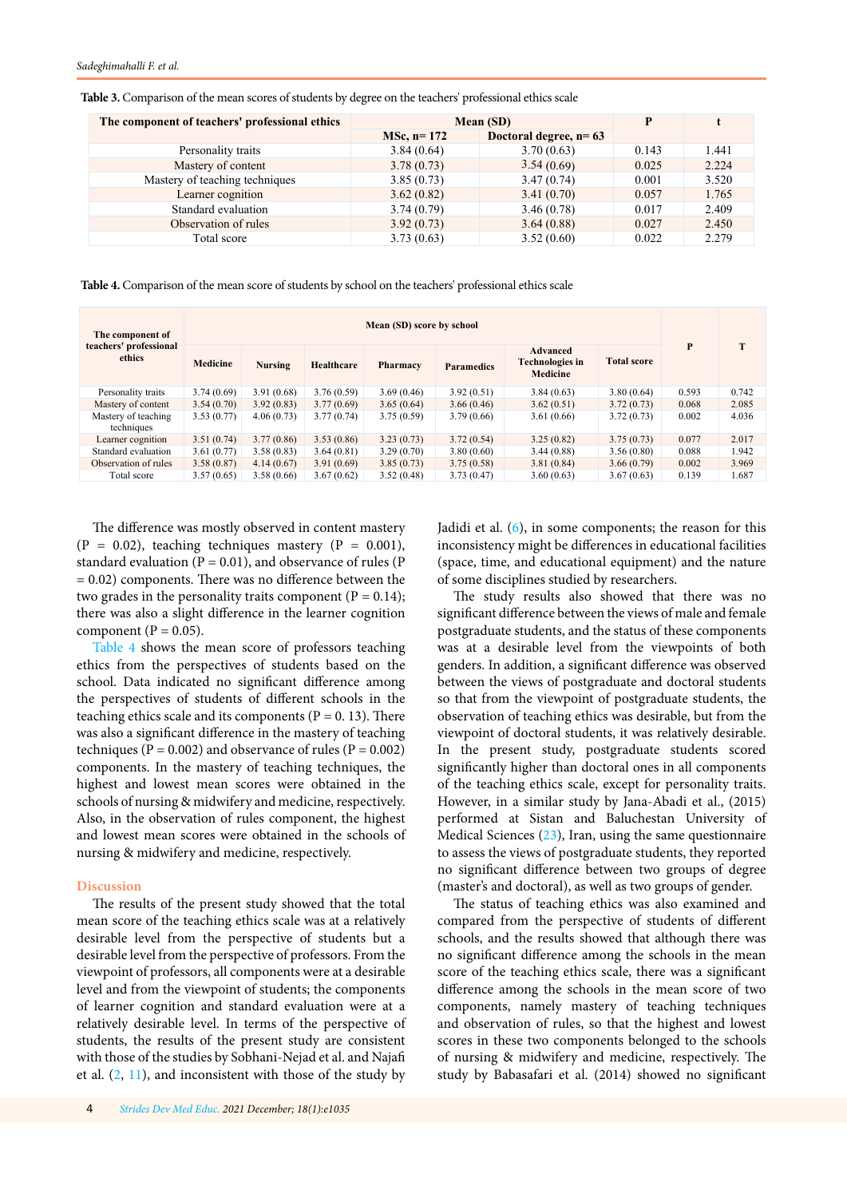**Table 3.** Comparison of the mean scores of students by degree on the teachers' professional ethics scale

| The component of teachers' professional ethics | Mean (SD) | | P | t |
|---|---|---|---|---|
| | MSc, n= 172 | Doctoral degree, n= 63 | | |
| Personality traits | 3.84 (0.64) | 3.70 (0.63) | 0.143 | 1.441 |
| Mastery of content | 3.78 (0.73) | 3.54 (0.69) | 0.025 | 2.224 |
| Mastery of teaching techniques | 3.85 (0.73) | 3.47 (0.74) | 0.001 | 3.520 |
| Learner cognition | 3.62 (0.82) | 3.41 (0.70) | 0.057 | 1.765 |
| Standard evaluation | 3.74 (0.79) | 3.46 (0.78) | 0.017 | 2.409 |
| Observation of rules | 3.92 (0.73) | 3.64 (0.88) | 0.027 | 2.450 |
| Total score | 3.73 (0.63) | 3.52 (0.60) | 0.022 | 2.279 |

**Table 4.** Comparison of the mean score of students by school on the teachers' professional ethics scale

| The component of teachers' professional ethics | Mean (SD) score by school | | | | | | | P | T |
|---|---|---|---|---|---|---|---|---|---|
| | Medicine | Nursing | Healthcare | Pharmacy | Paramedics | Advanced Technologies in Medicine | Total score | | |
| Personality traits | 3.74 (0.69) | 3.91 (0.68) | 3.76 (0.59) | 3.69 (0.46) | 3.92 (0.51) | 3.84 (0.63) | 3.80 (0.64) | 0.593 | 0.742 |
| Mastery of content | 3.54 (0.70) | 3.92 (0.83) | 3.77 (0.69) | 3.65 (0.64) | 3.66 (0.46) | 3.62 (0.51) | 3.72 (0.73) | 0.068 | 2.085 |
| Mastery of teaching techniques | 3.53 (0.77) | 4.06 (0.73) | 3.77 (0.74) | 3.75 (0.59) | 3.79 (0.66) | 3.61 (0.66) | 3.72 (0.73) | 0.002 | 4.036 |
| Learner cognition | 3.51 (0.74) | 3.77 (0.86) | 3.53 (0.86) | 3.23 (0.73) | 3.72 (0.54) | 3.25 (0.82) | 3.75 (0.73) | 0.077 | 2.017 |
| Standard evaluation | 3.61 (0.77) | 3.58 (0.83) | 3.64 (0.81) | 3.29 (0.70) | 3.80 (0.60) | 3.44 (0.88) | 3.56 (0.80) | 0.088 | 1.942 |
| Observation of rules | 3.58 (0.87) | 4.14 (0.67) | 3.91 (0.69) | 3.85 (0.73) | 3.75 (0.58) | 3.81 (0.84) | 3.66 (0.79) | 0.002 | 3.969 |
| Total score | 3.57 (0.65) | 3.58 (0.66) | 3.67 (0.62) | 3.52 (0.48) | 3.73 (0.47) | 3.60 (0.63) | 3.67 (0.63) | 0.139 | 1.687 |

The difference was mostly observed in content mastery (P = 0.02), teaching techniques mastery (P = 0.001), standard evaluation (P = 0.01), and observance of rules (P = 0.02) components. There was no difference between the two grades in the personality traits component (P = 0.14); there was also a slight difference in the learner cognition component (P = 0.05).

Table 4 shows the mean score of professors teaching ethics from the perspectives of students based on the school. Data indicated no significant difference among the perspectives of students of different schools in the teaching ethics scale and its components (P = 0. 13). There was also a significant difference in the mastery of teaching techniques (P = 0.002) and observance of rules (P = 0.002) components. In the mastery of teaching techniques, the highest and lowest mean scores were obtained in the schools of nursing & midwifery and medicine, respectively. Also, in the observation of rules component, the highest and lowest mean scores were obtained in the schools of nursing & midwifery and medicine, respectively.

## Discussion

The results of the present study showed that the total mean score of the teaching ethics scale was at a relatively desirable level from the perspective of students but a desirable level from the perspective of professors. From the viewpoint of professors, all components were at a desirable level and from the viewpoint of students; the components of learner cognition and standard evaluation were at a relatively desirable level. In terms of the perspective of students, the results of the present study are consistent with those of the studies by Sobhani-Nejad et al. and Najafi et al. (2, 11), and inconsistent with those of the study by Jadidi et al. (6), in some components; the reason for this inconsistency might be differences in educational facilities (space, time, and educational equipment) and the nature of some disciplines studied by researchers.

The study results also showed that there was no significant difference between the views of male and female postgraduate students, and the status of these components was at a desirable level from the viewpoints of both genders. In addition, a significant difference was observed between the views of postgraduate and doctoral students so that from the viewpoint of postgraduate students, the observation of teaching ethics was desirable, but from the viewpoint of doctoral students, it was relatively desirable. In the present study, postgraduate students scored significantly higher than doctoral ones in all components of the teaching ethics scale, except for personality traits. However, in a similar study by Jana-Abadi et al., (2015) performed at Sistan and Baluchestan University of Medical Sciences (23), Iran, using the same questionnaire to assess the views of postgraduate students, they reported no significant difference between two groups of degree (master's and doctoral), as well as two groups of gender.

The status of teaching ethics was also examined and compared from the perspective of students of different schools, and the results showed that although there was no significant difference among the schools in the mean score of the teaching ethics scale, there was a significant difference among the schools in the mean score of two components, namely mastery of teaching techniques and observation of rules, so that the highest and lowest scores in these two components belonged to the schools of nursing & midwifery and medicine, respectively. The study by Babasafari et al. (2014) showed no significant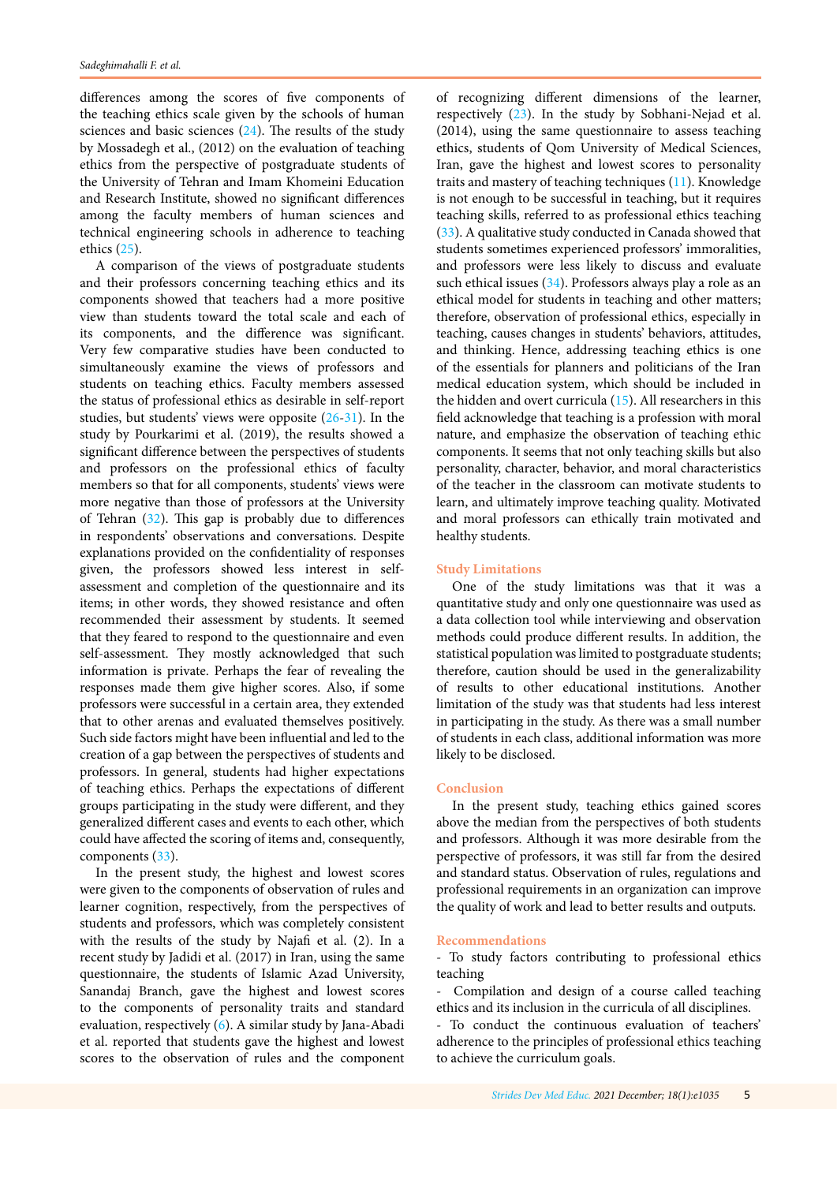differences among the scores of five components of the teaching ethics scale given by the schools of human sciences and basic sciences (24). The results of the study by Mossadegh et al., (2012) on the evaluation of teaching ethics from the perspective of postgraduate students of the University of Tehran and Imam Khomeini Education and Research Institute, showed no significant differences among the faculty members of human sciences and technical engineering schools in adherence to teaching ethics (25).

A comparison of the views of postgraduate students and their professors concerning teaching ethics and its components showed that teachers had a more positive view than students toward the total scale and each of its components, and the difference was significant. Very few comparative studies have been conducted to simultaneously examine the views of professors and students on teaching ethics. Faculty members assessed the status of professional ethics as desirable in self-report studies, but students' views were opposite (26-31). In the study by Pourkarimi et al. (2019), the results showed a significant difference between the perspectives of students and professors on the professional ethics of faculty members so that for all components, students' views were more negative than those of professors at the University of Tehran (32). This gap is probably due to differences in respondents' observations and conversations. Despite explanations provided on the confidentiality of responses given, the professors showed less interest in self-assessment and completion of the questionnaire and its items; in other words, they showed resistance and often recommended their assessment by students. It seemed that they feared to respond to the questionnaire and even self-assessment. They mostly acknowledged that such information is private. Perhaps the fear of revealing the responses made them give higher scores. Also, if some professors were successful in a certain area, they extended that to other arenas and evaluated themselves positively. Such side factors might have been influential and led to the creation of a gap between the perspectives of students and professors. In general, students had higher expectations of teaching ethics. Perhaps the expectations of different groups participating in the study were different, and they generalized different cases and events to each other, which could have affected the scoring of items and, consequently, components (33).

In the present study, the highest and lowest scores were given to the components of observation of rules and learner cognition, respectively, from the perspectives of students and professors, which was completely consistent with the results of the study by Najafi et al. (2). In a recent study by Jadidi et al. (2017) in Iran, using the same questionnaire, the students of Islamic Azad University, Sanandaj Branch, gave the highest and lowest scores to the components of personality traits and standard evaluation, respectively (6). A similar study by Jana-Abadi et al. reported that students gave the highest and lowest scores to the observation of rules and the component of recognizing different dimensions of the learner, respectively (23). In the study by Sobhani-Nejad et al. (2014), using the same questionnaire to assess teaching ethics, students of Qom University of Medical Sciences, Iran, gave the highest and lowest scores to personality traits and mastery of teaching techniques (11). Knowledge is not enough to be successful in teaching, but it requires teaching skills, referred to as professional ethics teaching (33). A qualitative study conducted in Canada showed that students sometimes experienced professors' immoralities, and professors were less likely to discuss and evaluate such ethical issues (34). Professors always play a role as an ethical model for students in teaching and other matters; therefore, observation of professional ethics, especially in teaching, causes changes in students' behaviors, attitudes, and thinking. Hence, addressing teaching ethics is one of the essentials for planners and politicians of the Iran medical education system, which should be included in the hidden and overt curricula (15). All researchers in this field acknowledge that teaching is a profession with moral nature, and emphasize the observation of teaching ethic components. It seems that not only teaching skills but also personality, character, behavior, and moral characteristics of the teacher in the classroom can motivate students to learn, and ultimately improve teaching quality. Motivated and moral professors can ethically train motivated and healthy students.

## Study Limitations

One of the study limitations was that it was a quantitative study and only one questionnaire was used as a data collection tool while interviewing and observation methods could produce different results. In addition, the statistical population was limited to postgraduate students; therefore, caution should be used in the generalizability of results to other educational institutions. Another limitation of the study was that students had less interest in participating in the study. As there was a small number of students in each class, additional information was more likely to be disclosed.

## Conclusion

In the present study, teaching ethics gained scores above the median from the perspectives of both students and professors. Although it was more desirable from the perspective of professors, it was still far from the desired and standard status. Observation of rules, regulations and professional requirements in an organization can improve the quality of work and lead to better results and outputs.

## Recommendations

- To study factors contributing to professional ethics teaching
- Compilation and design of a course called teaching ethics and its inclusion in the curricula of all disciplines.
- To conduct the continuous evaluation of teachers' adherence to the principles of professional ethics teaching to achieve the curriculum goals.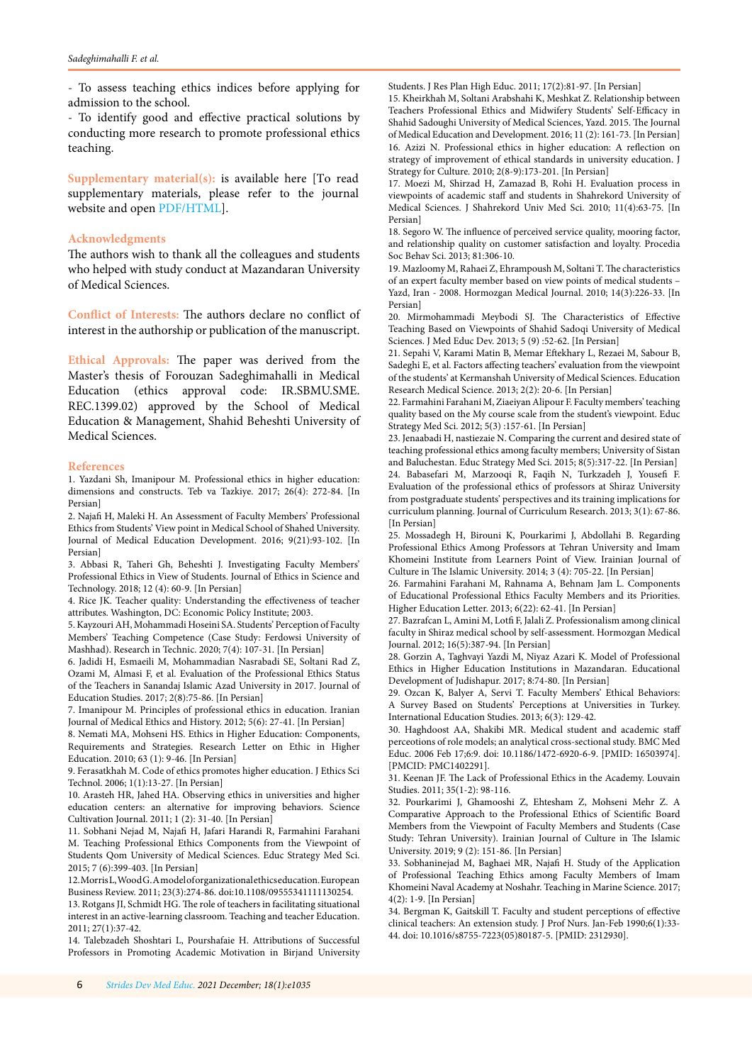- To assess teaching ethics indices before applying for admission to the school.
- To identify good and effective practical solutions by conducting more research to promote professional ethics teaching.

**Supplementary material(s):** is available here [To read supplementary materials, please refer to the journal website and open PDF/HTML].

## Acknowledgments

The authors wish to thank all the colleagues and students who helped with study conduct at Mazandaran University of Medical Sciences.

**Conflict of Interests:** The authors declare no conflict of interest in the authorship or publication of the manuscript.

**Ethical Approvals:** The paper was derived from the Master's thesis of Forouzan Sadeghimahalli in Medical Education (ethics approval code: IR.SBMU.SME.REC.1399.02) approved by the School of Medical Education & Management, Shahid Beheshti University of Medical Sciences.

## References

1. Yazdani Sh, Imanipour M. Professional ethics in higher education: dimensions and constructs. Teb va Tazkiye. 2017; 26(4): 272-84. [In Persian]
2. Najafi H, Maleki H. An Assessment of Faculty Members' Professional Ethics from Students' View point in Medical School of Shahed University. Journal of Medical Education Development. 2016; 9(21):93-102. [In Persian]
3. Abbasi R, Taheri Gh, Beheshti J. Investigating Faculty Members' Professional Ethics in View of Students. Journal of Ethics in Science and Technology. 2018; 12 (4): 60-9. [In Persian]
4. Rice JK. Teacher quality: Understanding the effectiveness of teacher attributes. Washington, DC: Economic Policy Institute; 2003.
5. Kayzouri AH, Mohammadi Hoseini SA. Students' Perception of Faculty Members' Teaching Competence (Case Study: Ferdowsi University of Mashhad). Research in Technic. 2020; 7(4): 107-31. [In Persian]
6. Jadidi H, Esmaeili M, Mohammadian Nasrabadi SE, Soltani Rad Z, Ozami M, Almasi F, et al. Evaluation of the Professional Ethics Status of the Teachers in Sanandaj Islamic Azad University in 2017. Journal of Education Studies. 2017; 2(8):75-86. [In Persian]
7. Imanipour M. Principles of professional ethics in education. Iranian Journal of Medical Ethics and History. 2012; 5(6): 27-41. [In Persian]
8. Nemati MA, Mohseni HS. Ethics in Higher Education: Components, Requirements and Strategies. Research Letter on Ethic in Higher Education. 2010; 63 (1): 9-46. [In Persian]
9. Ferasatkhah M. Code of ethics promotes higher education. J Ethics Sci Technol. 2006; 1(1):13-27. [In Persian]
10. Arasteh HR, Jahed HA. Observing ethics in universities and higher education centers: an alternative for improving behaviors. Science Cultivation Journal. 2011; 1 (2): 31-40. [In Persian]
11. Sobhani Nejad M, Najafi H, Jafari Harandi R, Farmahini Farahani M. Teaching Professional Ethics Components from the Viewpoint of Students Qom University of Medical Sciences. Educ Strategy Med Sci. 2015; 7 (6):399-403. [In Persian]
12. Morris L, Wood G. A model of organizational ethics education. European Business Review. 2011; 23(3):274-86. doi:10.1108/09555341111130254.
13. Rotgans JI, Schmidt HG. The role of teachers in facilitating situational interest in an active-learning classroom. Teaching and teacher Education. 2011; 27(1):37-42.
14. Talebzadeh Shoshtari L, Pourshafaie H. Attributions of Successful Professors in Promoting Academic Motivation in Birjand University Students. J Res Plan High Educ. 2011; 17(2):81-97. [In Persian]
15. Kheirkhah M, Soltani Arabshahi K, Meshkat Z. Relationship between Teachers Professional Ethics and Midwifery Students' Self-Efficacy in Shahid Sadoughi University of Medical Sciences, Yazd. 2015. The Journal of Medical Education and Development. 2016; 11 (2): 161-73. [In Persian]
16. Azizi N. Professional ethics in higher education: A reflection on strategy of improvement of ethical standards in university education. J Strategy for Culture. 2010; 2(8-9):173-201. [In Persian]
17. Moezi M, Shirzad H, Zamazad B, Rohi H. Evaluation process in viewpoints of academic staff and students in Shahrekord University of Medical Sciences. J Shahrekord Univ Med Sci. 2010; 11(4):63-75. [In Persian]
18. Segoro W. The influence of perceived service quality, mooring factor, and relationship quality on customer satisfaction and loyalty. Procedia Soc Behav Sci. 2013; 81:306-10.
19. Mazloomy M, Rahaei Z, Ehrampoush M, Soltani T. The characteristics of an expert faculty member based on view points of medical students – Yazd, Iran - 2008. Hormozgan Medical Journal. 2010; 14(3):226-33. [In Persian]
20. Mirmohammadi Meybodi SJ. The Characteristics of Effective Teaching Based on Viewpoints of Shahid Sadoqi University of Medical Sciences. J Med Educ Dev. 2013; 5 (9) :52-62. [In Persian]
21. Sepahi V, Karami Matin B, Memar Eftekhary L, Rezaei M, Sabour B, Sadeghi E, et al. Factors affecting teachers' evaluation from the viewpoint of the students' at Kermanshah University of Medical Sciences. Education Research Medical Science. 2013; 2(2): 20-6. [In Persian]
22. Farmahini Farahani M, Ziaeiyan Alipour F. Faculty members' teaching quality based on the My course scale from the student's viewpoint. Educ Strategy Med Sci. 2012; 5(3) :157-61. [In Persian]
23. Jenaabadi H, nastiezaie N. Comparing the current and desired state of teaching professional ethics among faculty members; University of Sistan and Baluchestan. Educ Strategy Med Sci. 2015; 8(5):317-22. [In Persian]
24. Babasefari M, Marzooqi R, Faqih N, Turkzadeh J, Yousefi F. Evaluation of the professional ethics of professors at Shiraz University from postgraduate students' perspectives and its training implications for curriculum planning. Journal of Curriculum Research. 2013; 3(1): 67-86. [In Persian]
25. Mossadegh H, Birouni K, Pourkarimi J, Abdollahi B. Regarding Professional Ethics Among Professors at Tehran University and Imam Khomeini Institute from Learners Point of View. Irainian Journal of Culture in The Islamic University. 2014; 3 (4): 705-22. [In Persian]
26. Farmahini Farahani M, Rahnama A, Behnam Jam L. Components of Educational Professional Ethics Faculty Members and its Priorities. Higher Education Letter. 2013; 6(22): 62-41. [In Persian]
27. Bazrafcan L, Amini M, Lotfi F, Jalali Z. Professionalism among clinical faculty in Shiraz medical school by self-assessment. Hormozgan Medical Journal. 2012; 16(5):387-94. [In Persian]
28. Gorzin A, Taghvayi Yazdi M, Niyaz Azari K. Model of Professional Ethics in Higher Education Institutions in Mazandaran. Educational Development of Judishapur. 2017; 8:74-80. [In Persian]
29. Ozcan K, Balyer A, Servi T. Faculty Members' Ethical Behaviors: A Survey Based on Students' Perceptions at Universities in Turkey. International Education Studies. 2013; 6(3): 129-42.
30. Haghdoost AA, Shakibi MR. Medical student and academic staff perceotions of role models; an analytical cross-sectional study. BMC Med Educ. 2006 Feb 17;6:9. doi: 10.1186/1472-6920-6-9. [PMID: 16503974]. [PMCID: PMC1402291].
31. Keenan JF. The Lack of Professional Ethics in the Academy. Louvain Studies. 2011; 35(1-2): 98-116.
32. Pourkarimi J, Ghamooshi Z, Ehtesham Z, Mohseni Mehr Z. A Comparative Approach to the Professional Ethics of Scientific Board Members from the Viewpoint of Faculty Members and Students (Case Study: Tehran University). Irainian Journal of Culture in The Islamic University. 2019; 9 (2): 151-86. [In Persian]
33. Sobhaninejad M, Baghaei MR, Najafi H. Study of the Application of Professional Teaching Ethics among Faculty Members of Imam Khomeini Naval Academy at Noshahr. Teaching in Marine Science. 2017; 4(2): 1-9. [In Persian]
34. Bergman K, Gaitskill T. Faculty and student perceptions of effective clinical teachers: An extension study. J Prof Nurs. Jan-Feb 1990;6(1):33-44. doi: 10.1016/s8755-7223(05)80187-5. [PMID: 2312930].